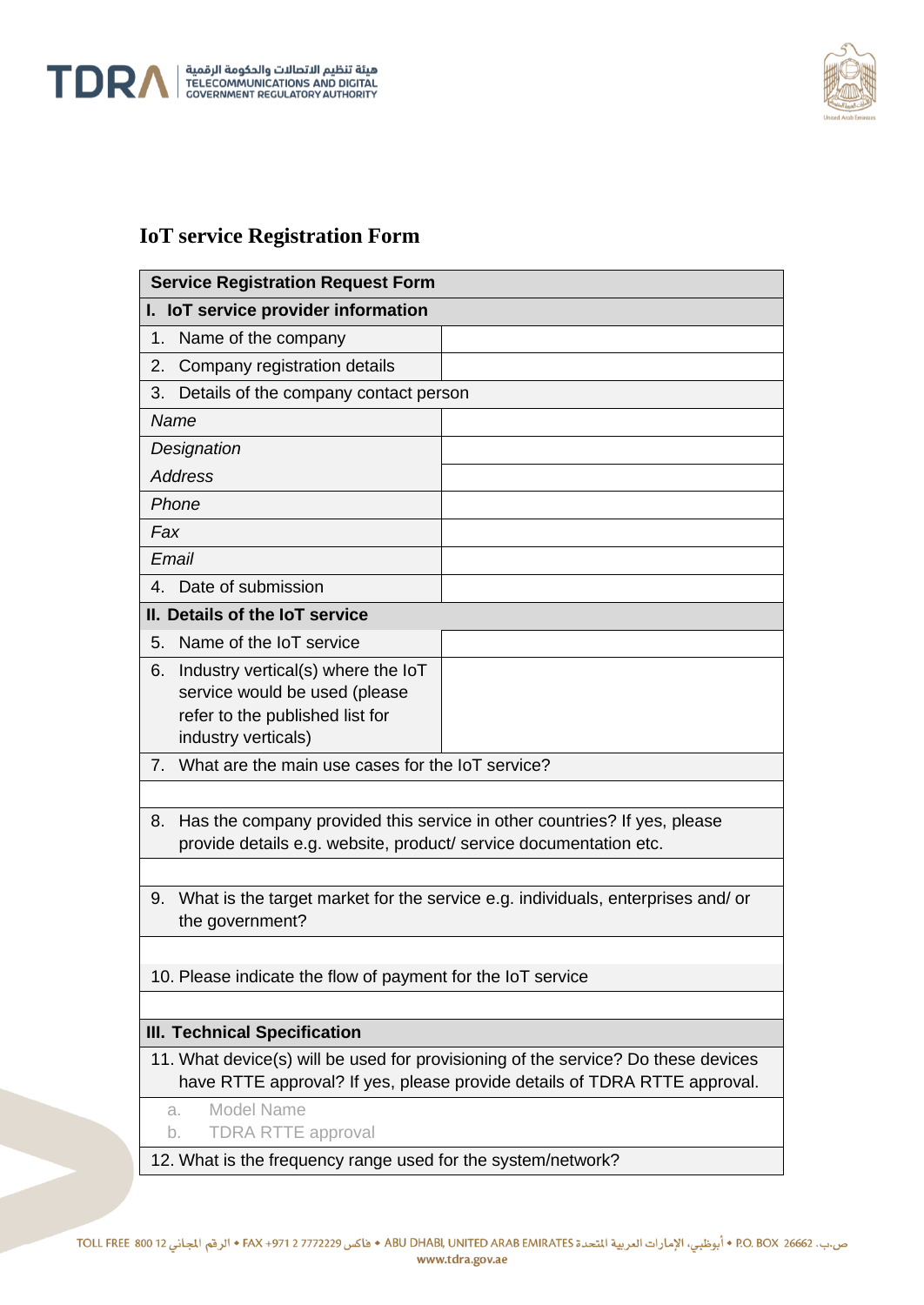# IoT service Registration Form

| **Service Registration Request Form** | |
|---|---|
| **I. IoT service provider information** | |
| 1. Name of the company | |
| 2. Company registration details | |
| 3. Details of the company contact person | |
| *Name* | |
| *Designation* | |
| *Address* | |
| *Phone* | |
| *Fax* | |
| *Email* | |
| 4. Date of submission | |
| **II. Details of the IoT service** | |
| 5. Name of the IoT service | |
| 6. Industry vertical(s) where the IoT service would be used (please refer to the published list for industry verticals) | |
| 7. What are the main use cases for the IoT service? | |
| | |
| 8. Has the company provided this service in other countries? If yes, please provide details e.g. website, product/ service documentation etc. | |
| | |
| 9. What is the target market for the service e.g. individuals, enterprises and/ or the government? | |
| | |
| 10. Please indicate the flow of payment for the IoT service | |
| | |
| **III. Technical Specification** | |
| 11. What device(s) will be used for provisioning of the service? Do these devices have RTTE approval? If yes, please provide details of TDRA RTTE approval. | |
| a. Model Name<br>b. TDRA RTTE approval | |
| 12. What is the frequency range used for the system/network? | |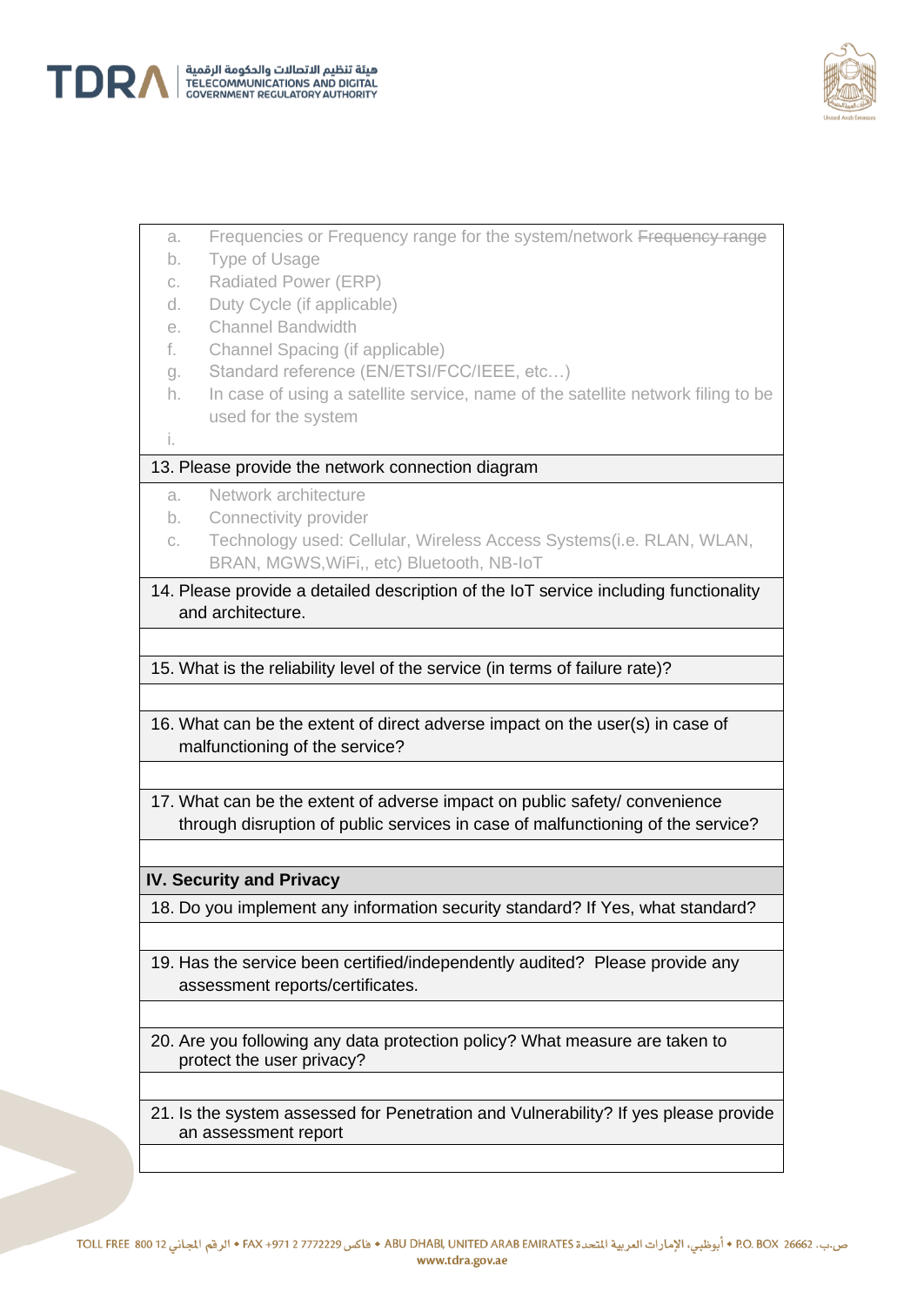a. Frequencies or Frequency range for the system/network ~~Frequency range~~
b. Type of Usage
c. Radiated Power (ERP)
d. Duty Cycle (if applicable)
e. Channel Bandwidth
f. Channel Spacing (if applicable)
g. Standard reference (EN/ETSI/FCC/IEEE, etc…)
h. In case of using a satellite service, name of the satellite network filing to be used for the system
i.

13. Please provide the network connection diagram

a. Network architecture
b. Connectivity provider
c. Technology used: Cellular, Wireless Access Systems(i.e. RLAN, WLAN, BRAN, MGWS,WiFi,, etc) Bluetooth, NB-IoT

14. Please provide a detailed description of the IoT service including functionality and architecture.

15. What is the reliability level of the service (in terms of failure rate)?

16. What can be the extent of direct adverse impact on the user(s) in case of malfunctioning of the service?

17. What can be the extent of adverse impact on public safety/ convenience through disruption of public services in case of malfunctioning of the service?

**IV. Security and Privacy**

18. Do you implement any information security standard? If Yes, what standard?

19. Has the service been certified/independently audited? Please provide any assessment reports/certificates.

20. Are you following any data protection policy? What measure are taken to protect the user privacy?

21. Is the system assessed for Penetration and Vulnerability? If yes please provide an assessment report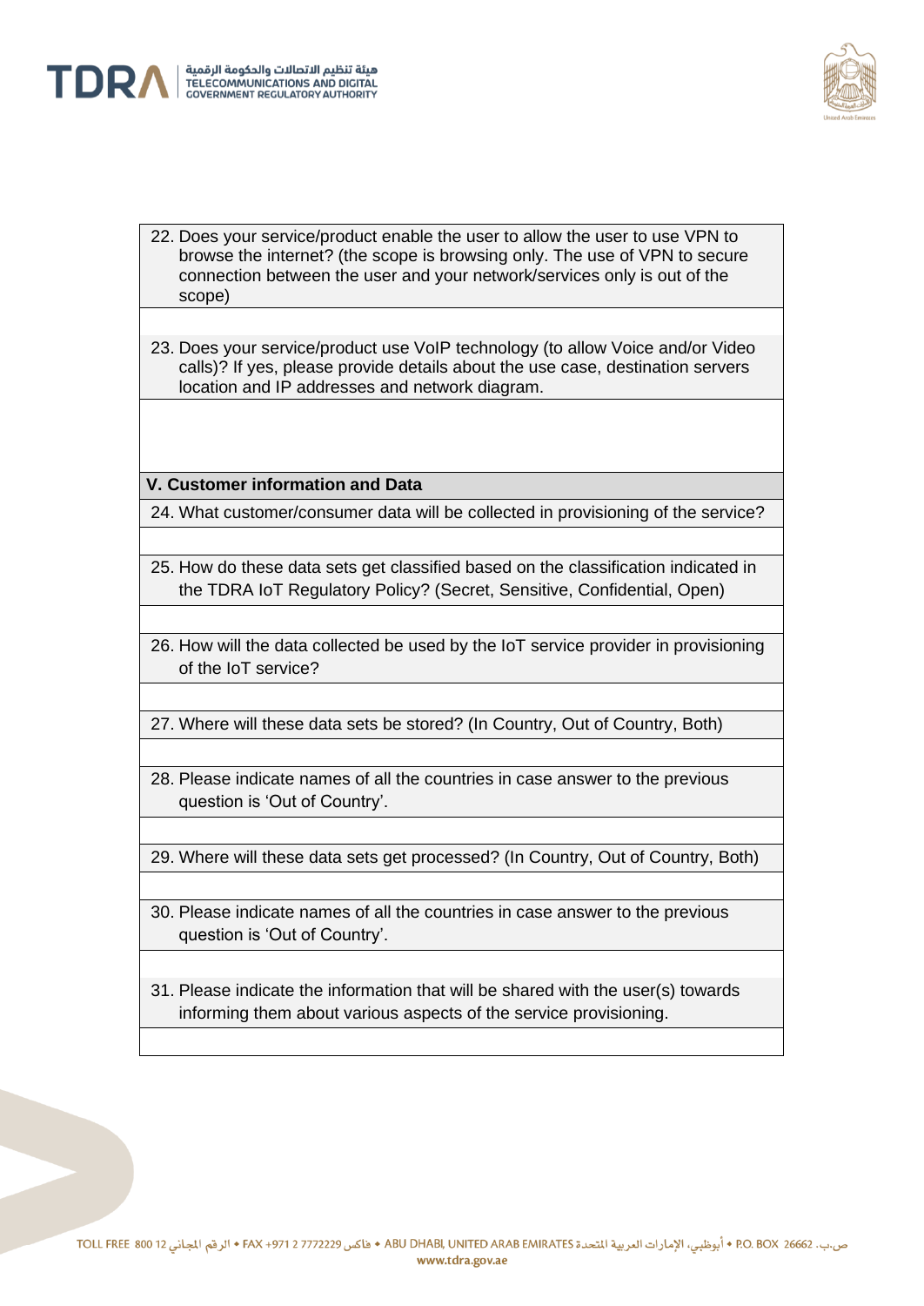| |
|---|
| 22. Does your service/product enable the user to allow the user to use VPN to browse the internet? (the scope is browsing only. The use of VPN to secure connection between the user and your network/services only is out of the scope) |
| |
| 23. Does your service/product use VoIP technology (to allow Voice and/or Video calls)? If yes, please provide details about the use case, destination servers location and IP addresses and network diagram. |
| |
| **V. Customer information and Data** |
| 24. What customer/consumer data will be collected in provisioning of the service? |
| |
| 25. How do these data sets get classified based on the classification indicated in the TDRA IoT Regulatory Policy? (Secret, Sensitive, Confidential, Open) |
| |
| 26. How will the data collected be used by the IoT service provider in provisioning of the IoT service? |
| |
| 27. Where will these data sets be stored? (In Country, Out of Country, Both) |
| |
| 28. Please indicate names of all the countries in case answer to the previous question is 'Out of Country'. |
| |
| 29. Where will these data sets get processed? (In Country, Out of Country, Both) |
| |
| 30. Please indicate names of all the countries in case answer to the previous question is 'Out of Country'. |
| |
| 31. Please indicate the information that will be shared with the user(s) towards informing them about various aspects of the service provisioning. |
| |